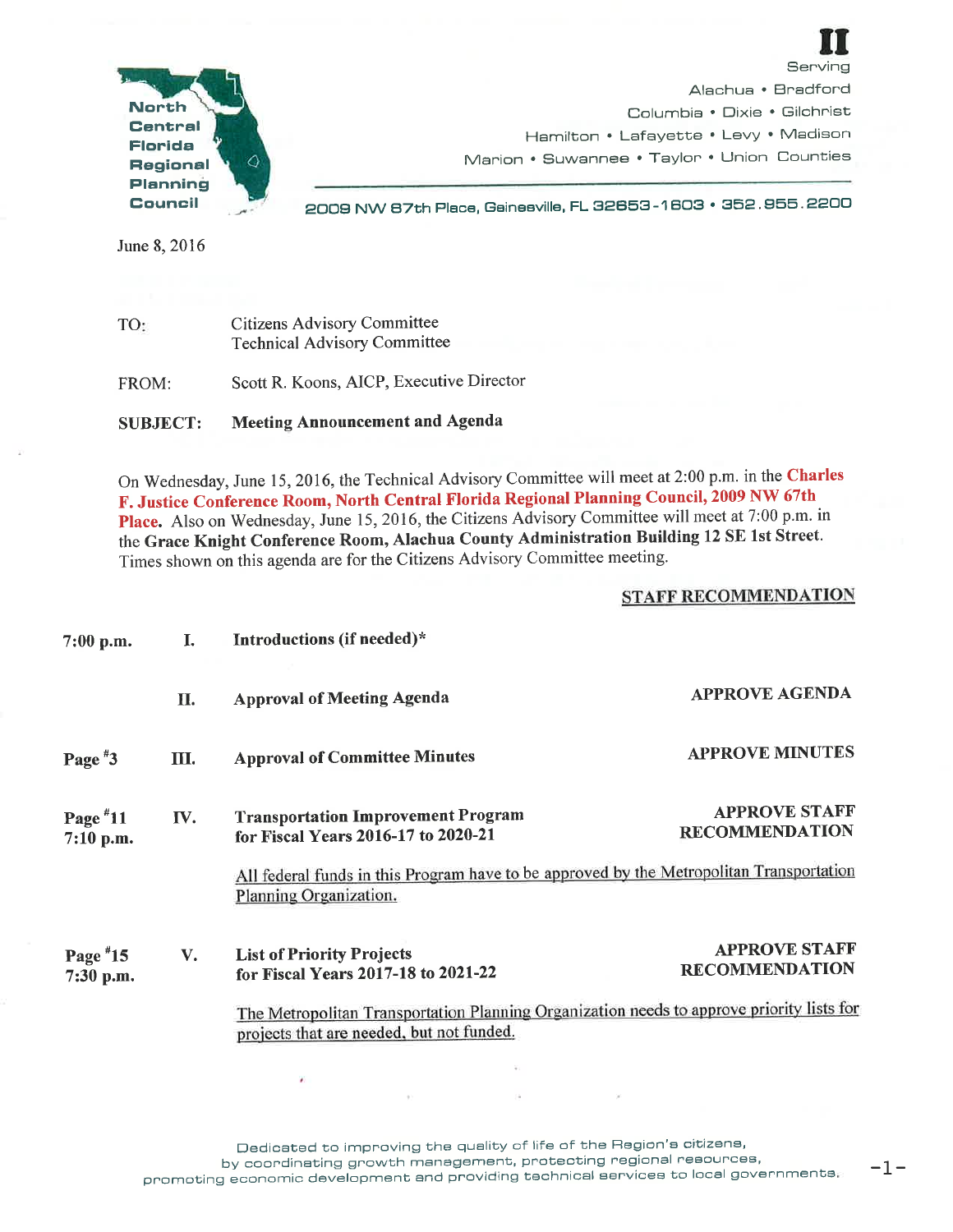**North Central Florida Regional Planning Council**

**II**

Serving
Alachua • Bradford
Columbia • Dixie • Gilchrist
Hamilton • Lafayette • Levy • Madison
Marion • Suwannee • Taylor • Union Counties

2009 NW 67th Place, Gainesville, FL 32653-1603 • 352.955.2200

June 8, 2016

TO: Citizens Advisory Committee
Technical Advisory Committee

FROM: Scott R. Koons, AICP, Executive Director

**SUBJECT: Meeting Announcement and Agenda**

On Wednesday, June 15, 2016, the Technical Advisory Committee will meet at 2:00 p.m. in the **Charles F. Justice Conference Room, North Central Florida Regional Planning Council, 2009 NW 67th Place.** Also on Wednesday, June 15, 2016, the Citizens Advisory Committee will meet at 7:00 p.m. in the **Grace Knight Conference Room, Alachua County Administration Building 12 SE 1st Street.** Times shown on this agenda are for the Citizens Advisory Committee meeting.

| | | | STAFF RECOMMENDATION |
|---|---|---|---|
| **7:00 p.m.** | **I.** | **Introductions (if needed)*** | |
| | **II.** | **Approval of Meeting Agenda** | **APPROVE AGENDA** |
| **Page #3** | **III.** | **Approval of Committee Minutes** | **APPROVE MINUTES** |
| **Page #11** **7:10 p.m.** | **IV.** | **Transportation Improvement Program for Fiscal Years 2016-17 to 2020-21** | **APPROVE STAFF RECOMMENDATION** |
| | | All federal funds in this Program have to be approved by the Metropolitan Transportation Planning Organization. | |
| **Page #15** **7:30 p.m.** | **V.** | **List of Priority Projects for Fiscal Years 2017-18 to 2021-22** | **APPROVE STAFF RECOMMENDATION** |
| | | The Metropolitan Transportation Planning Organization needs to approve priority lists for projects that are needed, but not funded. | |

Dedicated to improving the quality of life of the Region's citizens,
by coordinating growth management, protecting regional resources,
promoting economic development and providing technical services to local governments.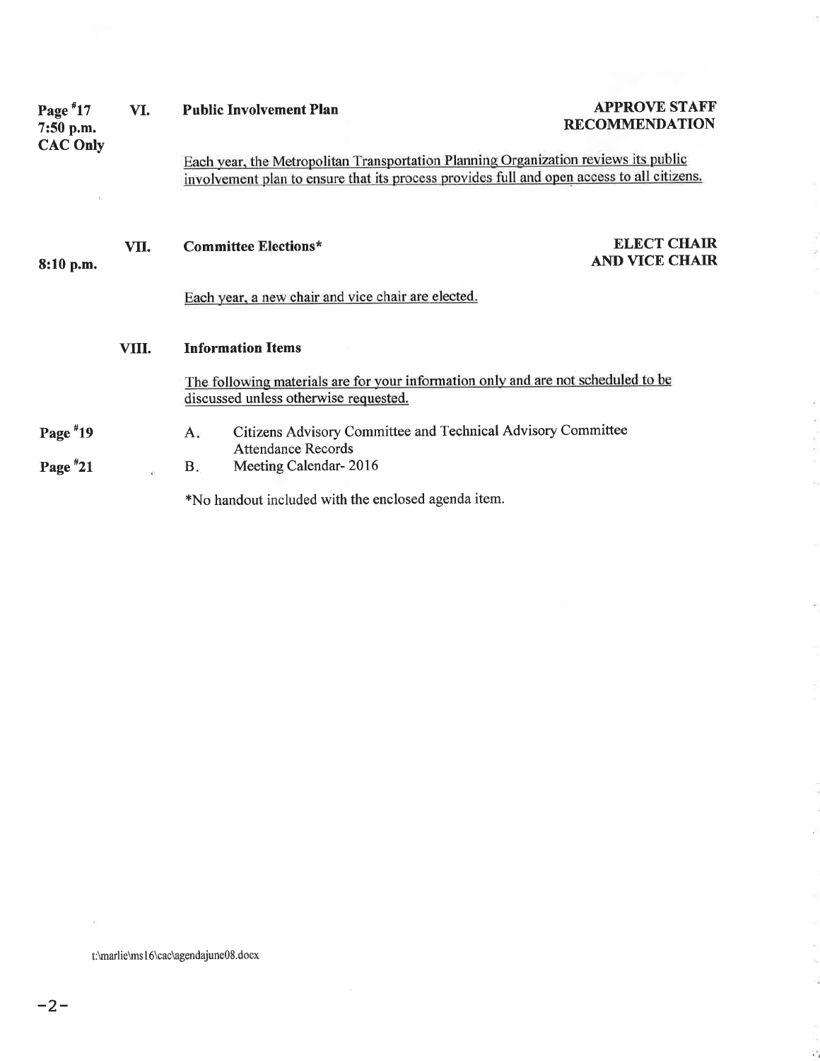Page #17
7:50 p.m.
CAC Only

**VI. Public Involvement Plan** — **APPROVE STAFF RECOMMENDATION**

Each year, the Metropolitan Transportation Planning Organization reviews its public involvement plan to ensure that its process provides full and open access to all citizens.

8:10 p.m.

**VII. Committee Elections*** — **ELECT CHAIR AND VICE CHAIR**

Each year, a new chair and vice chair are elected.

**VIII. Information Items**

The following materials are for your information only and are not scheduled to be discussed unless otherwise requested.

Page #19 — A. Citizens Advisory Committee and Technical Advisory Committee Attendance Records

Page #21 — B. Meeting Calendar- 2016

*No handout included with the enclosed agenda item.

t:\marlie\ms16\cac\agendajune08.docx